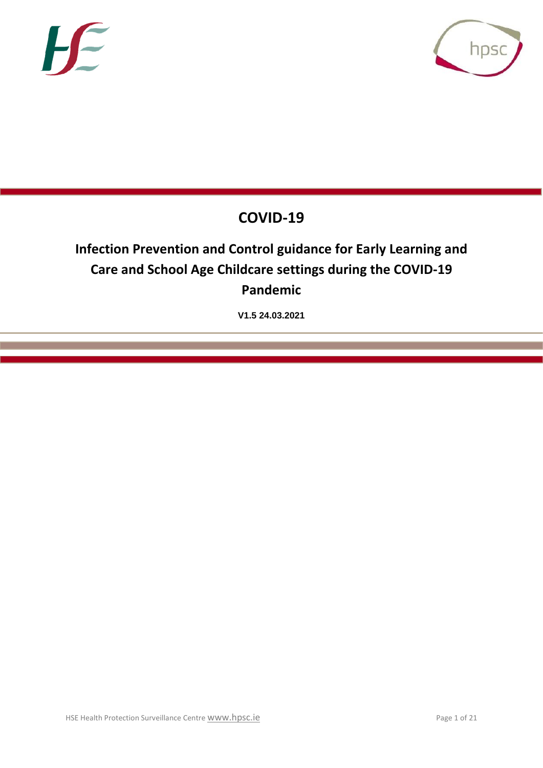# COVID-19

## Infection Prevention and Control guidance for Early Learning and Care and School Age Childcare settings during the COVID-19 Pandemic

**V1.5 24.03.2021**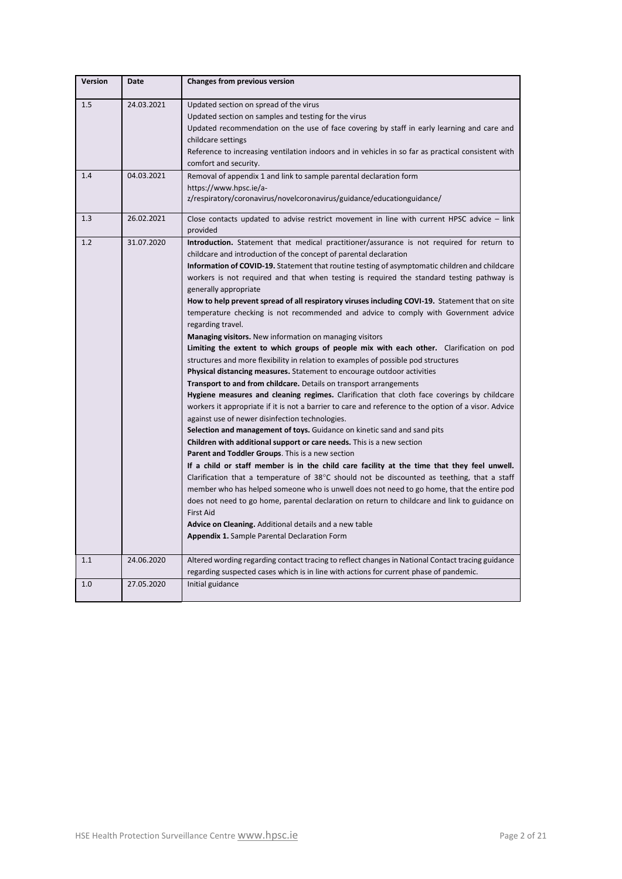| Version | Date | Changes from previous version |
|---|---|---|
| 1.5 | 24.03.2021 | Updated section on spread of the virus<br>Updated section on samples and testing for the virus<br>Updated recommendation on the use of face covering by staff in early learning and care and childcare settings<br>Reference to increasing ventilation indoors and in vehicles in so far as practical consistent with comfort and security. |
| 1.4 | 04.03.2021 | Removal of appendix 1 and link to sample parental declaration form https://www.hpsc.ie/a-z/respiratory/coronavirus/novelcoronavirus/guidance/educationguidance/ |
| 1.3 | 26.02.2021 | Close contacts updated to advise restrict movement in line with current HPSC advice – link provided |
| 1.2 | 31.07.2020 | **Introduction.** Statement that medical practitioner/assurance is not required for return to childcare and introduction of the concept of parental declaration<br>**Information of COVID-19.** Statement that routine testing of asymptomatic children and childcare workers is not required and that when testing is required the standard testing pathway is generally appropriate<br>**How to help prevent spread of all respiratory viruses including COVI-19.** Statement that on site temperature checking is not recommended and advice to comply with Government advice regarding travel.<br>**Managing visitors.** New information on managing visitors<br>**Limiting the extent to which groups of people mix with each other.** Clarification on pod structures and more flexibility in relation to examples of possible pod structures<br>**Physical distancing measures.** Statement to encourage outdoor activities<br>**Transport to and from childcare.** Details on transport arrangements<br>**Hygiene measures and cleaning regimes.** Clarification that cloth face coverings by childcare workers it appropriate if it is not a barrier to care and reference to the option of a visor. Advice against use of newer disinfection technologies.<br>**Selection and management of toys.** Guidance on kinetic sand and sand pits<br>**Children with additional support or care needs.** This is a new section<br>**Parent and Toddler Groups**. This is a new section<br>**If a child or staff member is in the child care facility at the time that they feel unwell.** Clarification that a temperature of 38°C should not be discounted as teething, that a staff member who has helped someone who is unwell does not need to go home, that the entire pod does not need to go home, parental declaration on return to childcare and link to guidance on First Aid<br>**Advice on Cleaning.** Additional details and a new table<br>**Appendix 1.** Sample Parental Declaration Form |
| 1.1 | 24.06.2020 | Altered wording regarding contact tracing to reflect changes in National Contact tracing guidance regarding suspected cases which is in line with actions for current phase of pandemic. |
| 1.0 | 27.05.2020 | Initial guidance |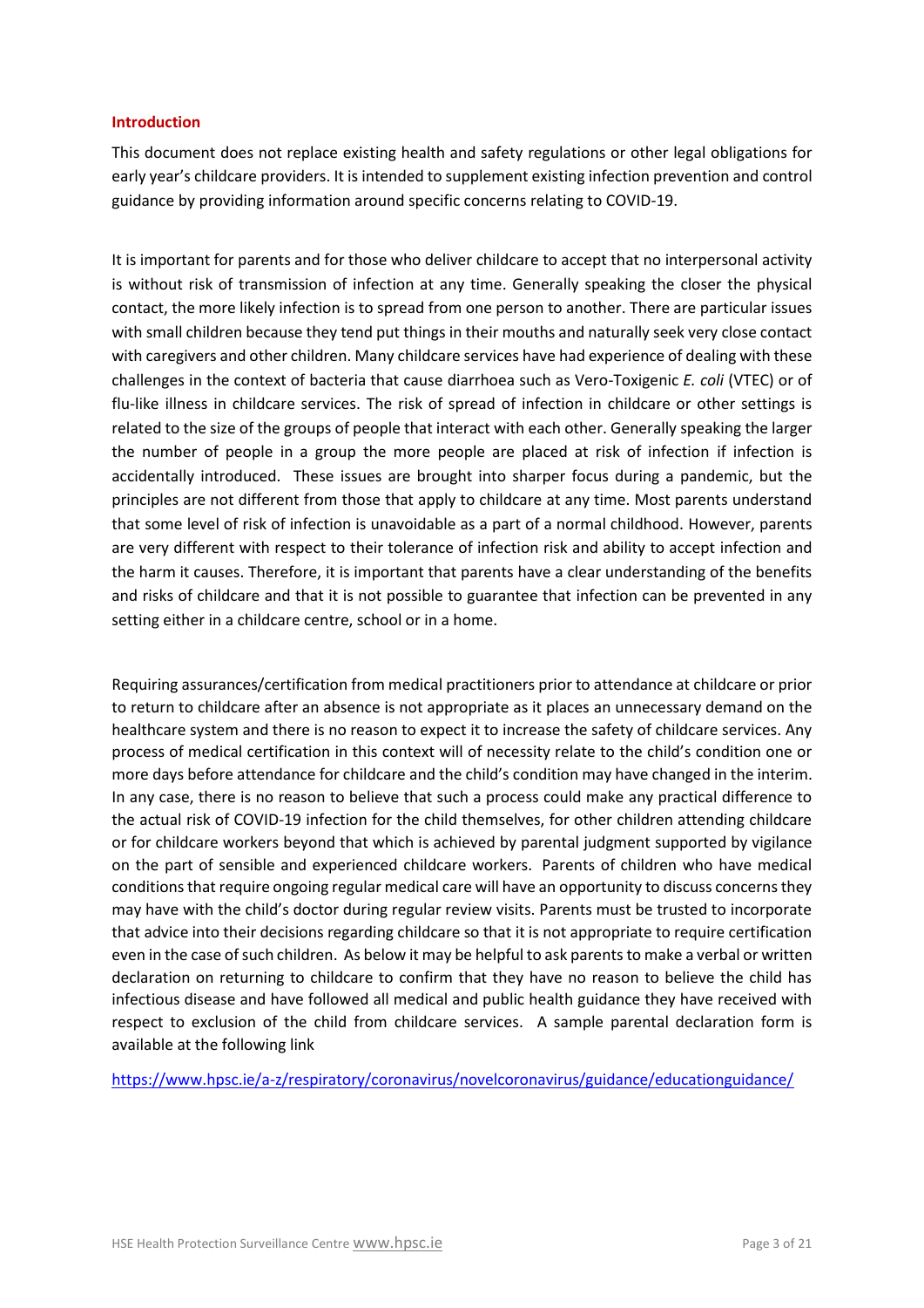## Introduction

This document does not replace existing health and safety regulations or other legal obligations for early year's childcare providers. It is intended to supplement existing infection prevention and control guidance by providing information around specific concerns relating to COVID-19.

It is important for parents and for those who deliver childcare to accept that no interpersonal activity is without risk of transmission of infection at any time. Generally speaking the closer the physical contact, the more likely infection is to spread from one person to another. There are particular issues with small children because they tend put things in their mouths and naturally seek very close contact with caregivers and other children. Many childcare services have had experience of dealing with these challenges in the context of bacteria that cause diarrhoea such as Vero-Toxigenic *E. coli* (VTEC) or of flu-like illness in childcare services. The risk of spread of infection in childcare or other settings is related to the size of the groups of people that interact with each other. Generally speaking the larger the number of people in a group the more people are placed at risk of infection if infection is accidentally introduced. These issues are brought into sharper focus during a pandemic, but the principles are not different from those that apply to childcare at any time. Most parents understand that some level of risk of infection is unavoidable as a part of a normal childhood. However, parents are very different with respect to their tolerance of infection risk and ability to accept infection and the harm it causes. Therefore, it is important that parents have a clear understanding of the benefits and risks of childcare and that it is not possible to guarantee that infection can be prevented in any setting either in a childcare centre, school or in a home.

Requiring assurances/certification from medical practitioners prior to attendance at childcare or prior to return to childcare after an absence is not appropriate as it places an unnecessary demand on the healthcare system and there is no reason to expect it to increase the safety of childcare services. Any process of medical certification in this context will of necessity relate to the child's condition one or more days before attendance for childcare and the child's condition may have changed in the interim. In any case, there is no reason to believe that such a process could make any practical difference to the actual risk of COVID-19 infection for the child themselves, for other children attending childcare or for childcare workers beyond that which is achieved by parental judgment supported by vigilance on the part of sensible and experienced childcare workers. Parents of children who have medical conditions that require ongoing regular medical care will have an opportunity to discuss concerns they may have with the child's doctor during regular review visits. Parents must be trusted to incorporate that advice into their decisions regarding childcare so that it is not appropriate to require certification even in the case of such children. As below it may be helpful to ask parents to make a verbal or written declaration on returning to childcare to confirm that they have no reason to believe the child has infectious disease and have followed all medical and public health guidance they have received with respect to exclusion of the child from childcare services. A sample parental declaration form is available at the following link

https://www.hpsc.ie/a-z/respiratory/coronavirus/novelcoronavirus/guidance/educationguidance/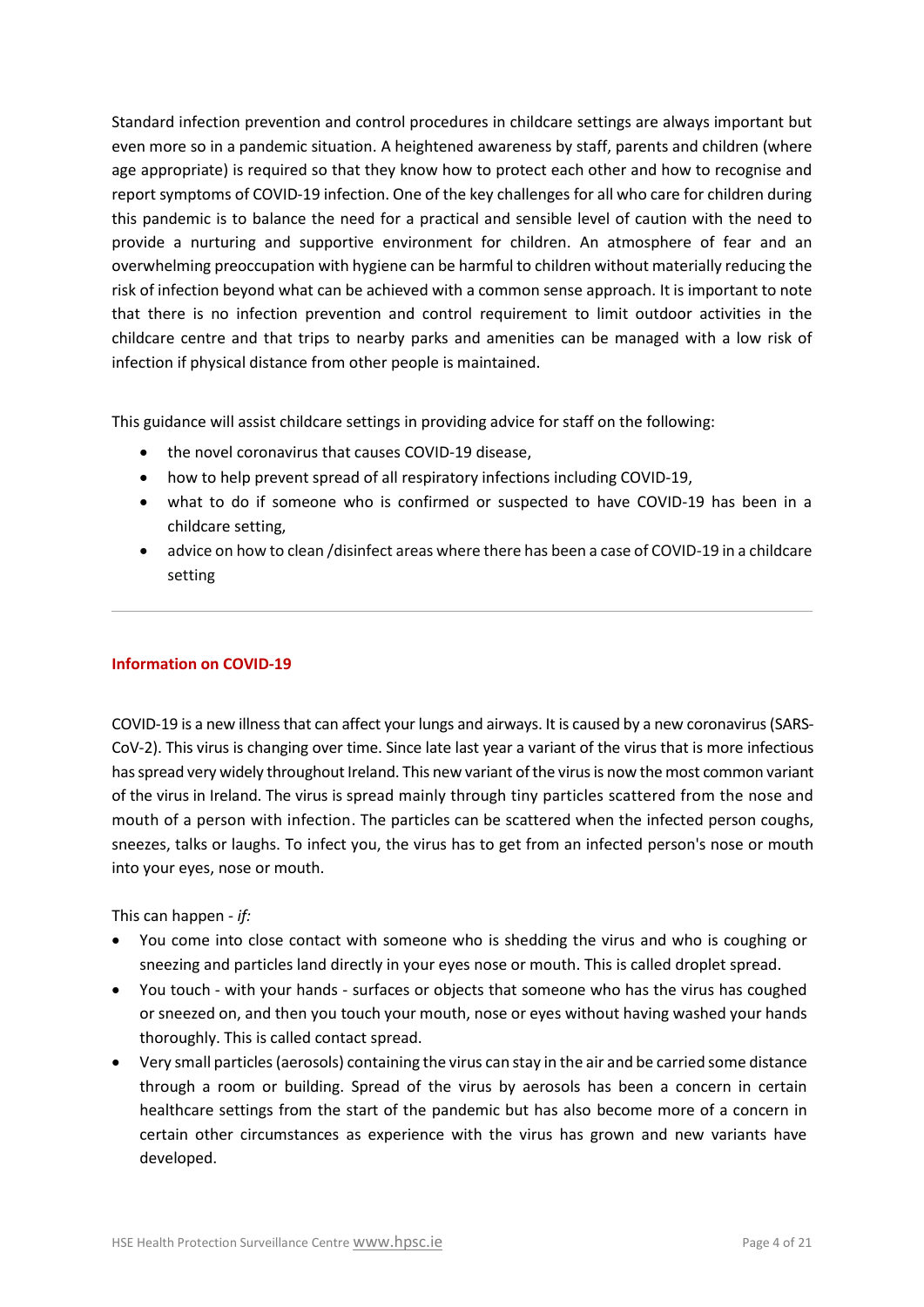Standard infection prevention and control procedures in childcare settings are always important but even more so in a pandemic situation. A heightened awareness by staff, parents and children (where age appropriate) is required so that they know how to protect each other and how to recognise and report symptoms of COVID-19 infection. One of the key challenges for all who care for children during this pandemic is to balance the need for a practical and sensible level of caution with the need to provide a nurturing and supportive environment for children. An atmosphere of fear and an overwhelming preoccupation with hygiene can be harmful to children without materially reducing the risk of infection beyond what can be achieved with a common sense approach. It is important to note that there is no infection prevention and control requirement to limit outdoor activities in the childcare centre and that trips to nearby parks and amenities can be managed with a low risk of infection if physical distance from other people is maintained.

This guidance will assist childcare settings in providing advice for staff on the following:

- the novel coronavirus that causes COVID-19 disease,
- how to help prevent spread of all respiratory infections including COVID-19,
- what to do if someone who is confirmed or suspected to have COVID-19 has been in a childcare setting,
- advice on how to clean /disinfect areas where there has been a case of COVID-19 in a childcare setting

---

## Information on COVID-19

COVID-19 is a new illness that can affect your lungs and airways. It is caused by a new coronavirus (SARS-CoV-2). This virus is changing over time. Since late last year a variant of the virus that is more infectious has spread very widely throughout Ireland. This new variant of the virus is now the most common variant of the virus in Ireland. The virus is spread mainly through tiny particles scattered from the nose and mouth of a person with infection. The particles can be scattered when the infected person coughs, sneezes, talks or laughs. To infect you, the virus has to get from an infected person's nose or mouth into your eyes, nose or mouth.

This can happen - *if:*

- You come into close contact with someone who is shedding the virus and who is coughing or sneezing and particles land directly in your eyes nose or mouth. This is called droplet spread.
- You touch - with your hands - surfaces or objects that someone who has the virus has coughed or sneezed on, and then you touch your mouth, nose or eyes without having washed your hands thoroughly. This is called contact spread.
- Very small particles (aerosols) containing the virus can stay in the air and be carried some distance through a room or building. Spread of the virus by aerosols has been a concern in certain healthcare settings from the start of the pandemic but has also become more of a concern in certain other circumstances as experience with the virus has grown and new variants have developed.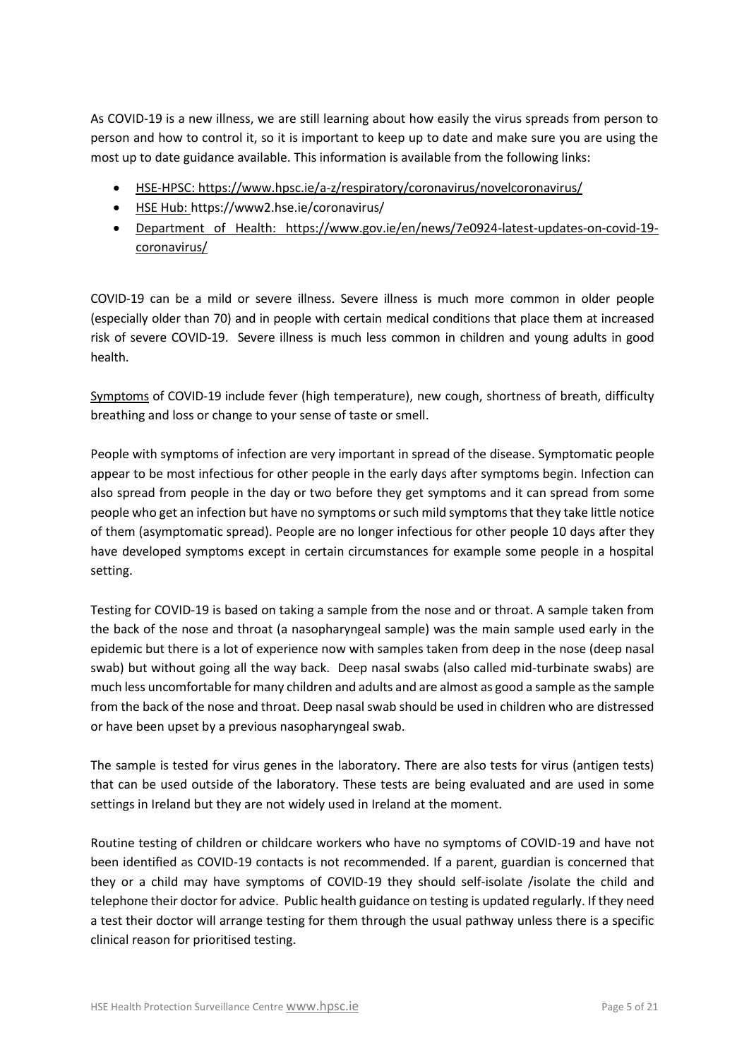As COVID-19 is a new illness, we are still learning about how easily the virus spreads from person to person and how to control it, so it is important to keep up to date and make sure you are using the most up to date guidance available. This information is available from the following links:

- HSE-HPSC: https://www.hpsc.ie/a-z/respiratory/coronavirus/novelcoronavirus/
- HSE Hub: https://www2.hse.ie/coronavirus/
- Department of Health: https://www.gov.ie/en/news/7e0924-latest-updates-on-covid-19-coronavirus/

COVID-19 can be a mild or severe illness. Severe illness is much more common in older people (especially older than 70) and in people with certain medical conditions that place them at increased risk of severe COVID-19. Severe illness is much less common in children and young adults in good health.

Symptoms of COVID-19 include fever (high temperature), new cough, shortness of breath, difficulty breathing and loss or change to your sense of taste or smell.

People with symptoms of infection are very important in spread of the disease. Symptomatic people appear to be most infectious for other people in the early days after symptoms begin. Infection can also spread from people in the day or two before they get symptoms and it can spread from some people who get an infection but have no symptoms or such mild symptoms that they take little notice of them (asymptomatic spread). People are no longer infectious for other people 10 days after they have developed symptoms except in certain circumstances for example some people in a hospital setting.

Testing for COVID-19 is based on taking a sample from the nose and or throat. A sample taken from the back of the nose and throat (a nasopharyngeal sample) was the main sample used early in the epidemic but there is a lot of experience now with samples taken from deep in the nose (deep nasal swab) but without going all the way back. Deep nasal swabs (also called mid-turbinate swabs) are much less uncomfortable for many children and adults and are almost as good a sample as the sample from the back of the nose and throat. Deep nasal swab should be used in children who are distressed or have been upset by a previous nasopharyngeal swab.

The sample is tested for virus genes in the laboratory. There are also tests for virus (antigen tests) that can be used outside of the laboratory. These tests are being evaluated and are used in some settings in Ireland but they are not widely used in Ireland at the moment.

Routine testing of children or childcare workers who have no symptoms of COVID-19 and have not been identified as COVID-19 contacts is not recommended. If a parent, guardian is concerned that they or a child may have symptoms of COVID-19 they should self-isolate /isolate the child and telephone their doctor for advice. Public health guidance on testing is updated regularly. If they need a test their doctor will arrange testing for them through the usual pathway unless there is a specific clinical reason for prioritised testing.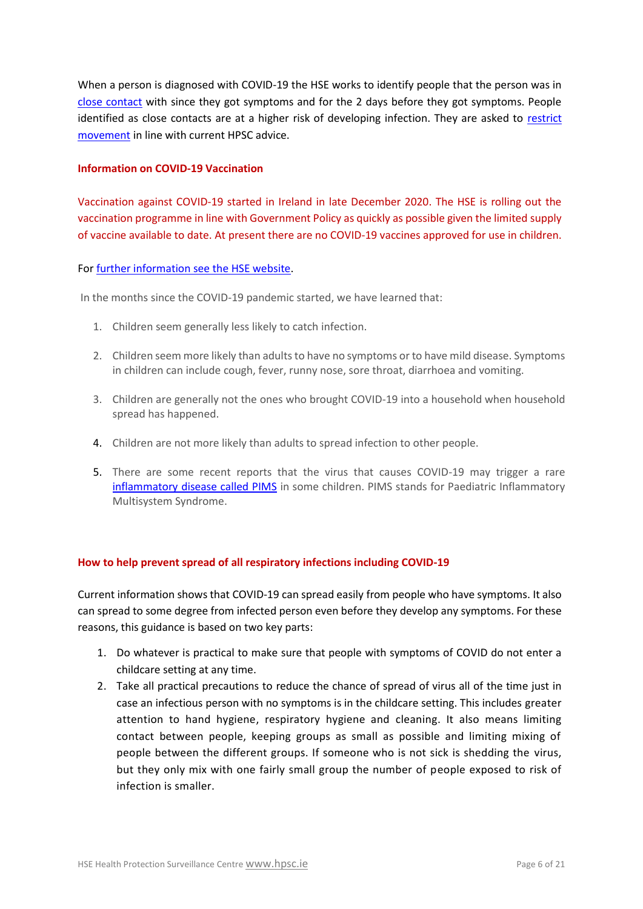When a person is diagnosed with COVID-19 the HSE works to identify people that the person was in close contact with since they got symptoms and for the 2 days before they got symptoms. People identified as close contacts are at a higher risk of developing infection. They are asked to restrict movement in line with current HPSC advice.

**Information on COVID-19 Vaccination**

Vaccination against COVID-19 started in Ireland in late December 2020. The HSE is rolling out the vaccination programme in line with Government Policy as quickly as possible given the limited supply of vaccine available to date. At present there are no COVID-19 vaccines approved for use in children.

For further information see the HSE website.

In the months since the COVID-19 pandemic started, we have learned that:

1. Children seem generally less likely to catch infection.
2. Children seem more likely than adults to have no symptoms or to have mild disease. Symptoms in children can include cough, fever, runny nose, sore throat, diarrhoea and vomiting.
3. Children are generally not the ones who brought COVID-19 into a household when household spread has happened.
4. Children are not more likely than adults to spread infection to other people.
5. There are some recent reports that the virus that causes COVID-19 may trigger a rare inflammatory disease called PIMS in some children. PIMS stands for Paediatric Inflammatory Multisystem Syndrome.

**How to help prevent spread of all respiratory infections including COVID-19**

Current information shows that COVID-19 can spread easily from people who have symptoms. It also can spread to some degree from infected person even before they develop any symptoms. For these reasons, this guidance is based on two key parts:

1. Do whatever is practical to make sure that people with symptoms of COVID do not enter a childcare setting at any time.
2. Take all practical precautions to reduce the chance of spread of virus all of the time just in case an infectious person with no symptoms is in the childcare setting. This includes greater attention to hand hygiene, respiratory hygiene and cleaning. It also means limiting contact between people, keeping groups as small as possible and limiting mixing of people between the different groups. If someone who is not sick is shedding the virus, but they only mix with one fairly small group the number of people exposed to risk of infection is smaller.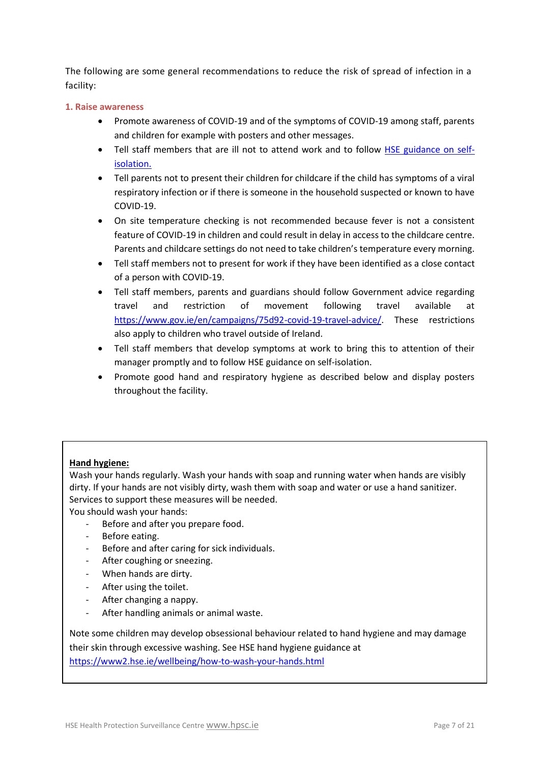The following are some general recommendations to reduce the risk of spread of infection in a facility:

### 1. Raise awareness

- Promote awareness of COVID-19 and of the symptoms of COVID-19 among staff, parents and children for example with posters and other messages.
- Tell staff members that are ill not to attend work and to follow [HSE guidance on self-isolation.]()
- Tell parents not to present their children for childcare if the child has symptoms of a viral respiratory infection or if there is someone in the household suspected or known to have COVID-19.
- On site temperature checking is not recommended because fever is not a consistent feature of COVID-19 in children and could result in delay in access to the childcare centre. Parents and childcare settings do not need to take children's temperature every morning.
- Tell staff members not to present for work if they have been identified as a close contact of a person with COVID-19.
- Tell staff members, parents and guardians should follow Government advice regarding travel and restriction of movement following travel available at https://www.gov.ie/en/campaigns/75d92-covid-19-travel-advice/. These restrictions also apply to children who travel outside of Ireland.
- Tell staff members that develop symptoms at work to bring this to attention of their manager promptly and to follow HSE guidance on self-isolation.
- Promote good hand and respiratory hygiene as described below and display posters throughout the facility.

**Hand hygiene:**

Wash your hands regularly. Wash your hands with soap and running water when hands are visibly dirty. If your hands are not visibly dirty, wash them with soap and water or use a hand sanitizer. Services to support these measures will be needed.

You should wash your hands:

- Before and after you prepare food.
- Before eating.
- Before and after caring for sick individuals.
- After coughing or sneezing.
- When hands are dirty.
- After using the toilet.
- After changing a nappy.
- After handling animals or animal waste.

Note some children may develop obsessional behaviour related to hand hygiene and may damage their skin through excessive washing. See HSE hand hygiene guidance at https://www2.hse.ie/wellbeing/how-to-wash-your-hands.html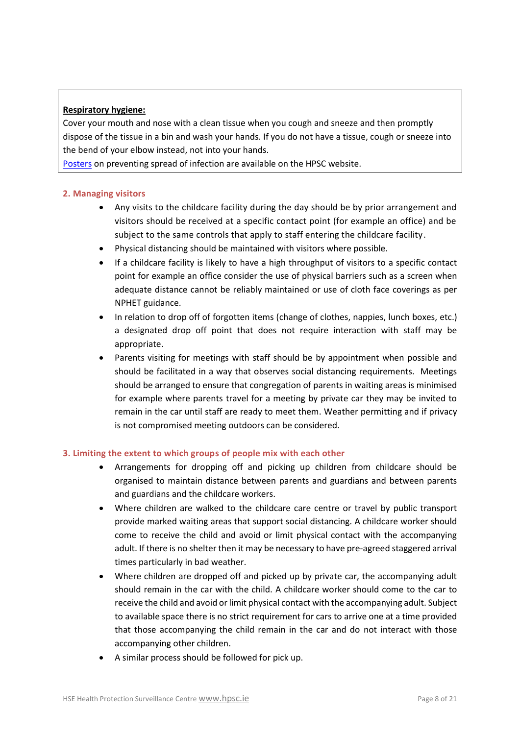**Respiratory hygiene:**

Cover your mouth and nose with a clean tissue when you cough and sneeze and then promptly dispose of the tissue in a bin and wash your hands. If you do not have a tissue, cough or sneeze into the bend of your elbow instead, not into your hands.

Posters on preventing spread of infection are available on the HPSC website.

## 2. Managing visitors

- Any visits to the childcare facility during the day should be by prior arrangement and visitors should be received at a specific contact point (for example an office) and be subject to the same controls that apply to staff entering the childcare facility.
- Physical distancing should be maintained with visitors where possible.
- If a childcare facility is likely to have a high throughput of visitors to a specific contact point for example an office consider the use of physical barriers such as a screen when adequate distance cannot be reliably maintained or use of cloth face coverings as per NPHET guidance.
- In relation to drop off of forgotten items (change of clothes, nappies, lunch boxes, etc.) a designated drop off point that does not require interaction with staff may be appropriate.
- Parents visiting for meetings with staff should be by appointment when possible and should be facilitated in a way that observes social distancing requirements. Meetings should be arranged to ensure that congregation of parents in waiting areas is minimised for example where parents travel for a meeting by private car they may be invited to remain in the car until staff are ready to meet them. Weather permitting and if privacy is not compromised meeting outdoors can be considered.

## 3. Limiting the extent to which groups of people mix with each other

- Arrangements for dropping off and picking up children from childcare should be organised to maintain distance between parents and guardians and between parents and guardians and the childcare workers.
- Where children are walked to the childcare care centre or travel by public transport provide marked waiting areas that support social distancing. A childcare worker should come to receive the child and avoid or limit physical contact with the accompanying adult. If there is no shelter then it may be necessary to have pre-agreed staggered arrival times particularly in bad weather.
- Where children are dropped off and picked up by private car, the accompanying adult should remain in the car with the child. A childcare worker should come to the car to receive the child and avoid or limit physical contact with the accompanying adult. Subject to available space there is no strict requirement for cars to arrive one at a time provided that those accompanying the child remain in the car and do not interact with those accompanying other children.
- A similar process should be followed for pick up.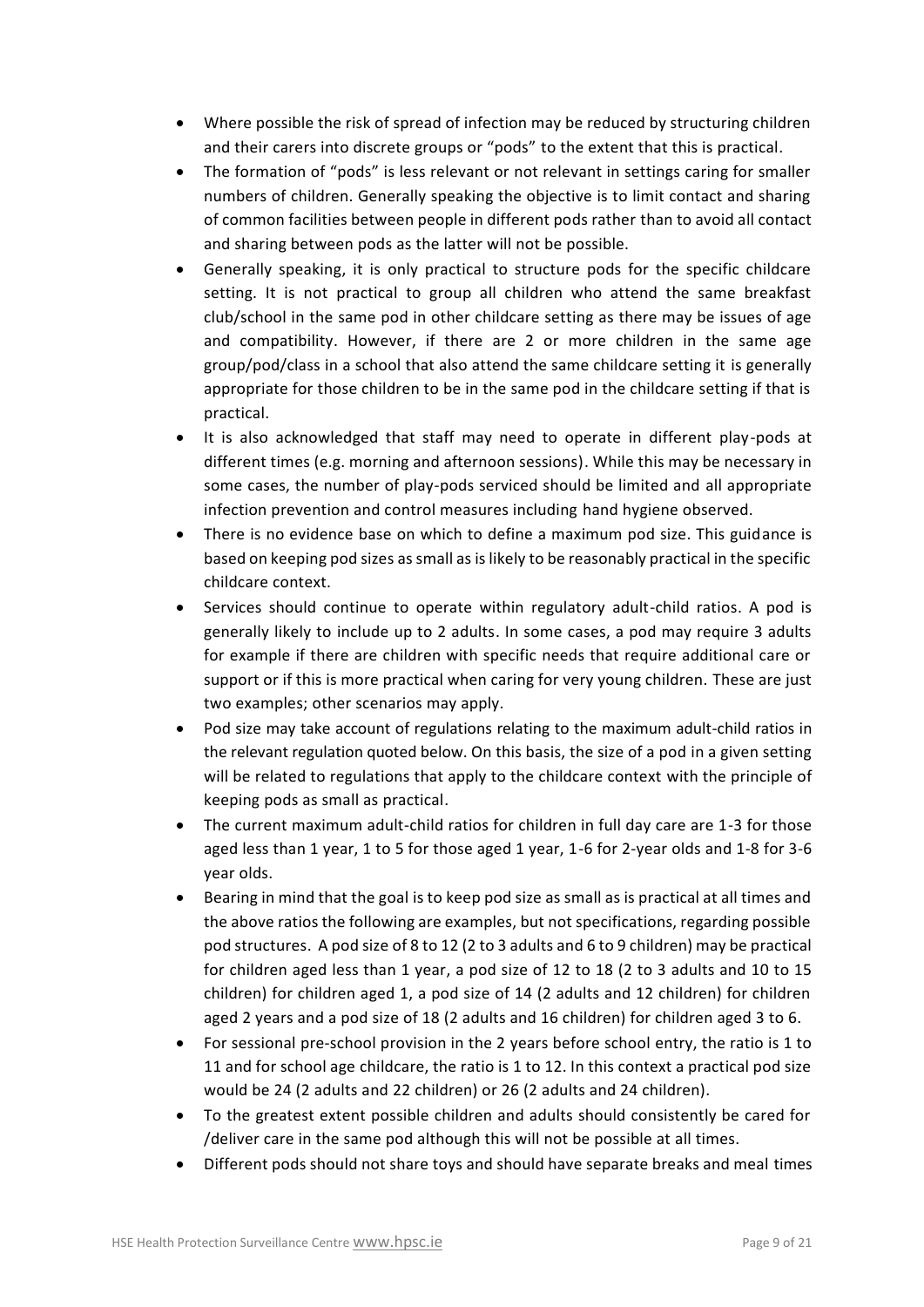- Where possible the risk of spread of infection may be reduced by structuring children and their carers into discrete groups or "pods" to the extent that this is practical.
- The formation of "pods" is less relevant or not relevant in settings caring for smaller numbers of children. Generally speaking the objective is to limit contact and sharing of common facilities between people in different pods rather than to avoid all contact and sharing between pods as the latter will not be possible.
- Generally speaking, it is only practical to structure pods for the specific childcare setting. It is not practical to group all children who attend the same breakfast club/school in the same pod in other childcare setting as there may be issues of age and compatibility. However, if there are 2 or more children in the same age group/pod/class in a school that also attend the same childcare setting it is generally appropriate for those children to be in the same pod in the childcare setting if that is practical.
- It is also acknowledged that staff may need to operate in different play-pods at different times (e.g. morning and afternoon sessions). While this may be necessary in some cases, the number of play-pods serviced should be limited and all appropriate infection prevention and control measures including hand hygiene observed.
- There is no evidence base on which to define a maximum pod size. This guidance is based on keeping pod sizes as small as is likely to be reasonably practical in the specific childcare context.
- Services should continue to operate within regulatory adult-child ratios. A pod is generally likely to include up to 2 adults. In some cases, a pod may require 3 adults for example if there are children with specific needs that require additional care or support or if this is more practical when caring for very young children. These are just two examples; other scenarios may apply.
- Pod size may take account of regulations relating to the maximum adult-child ratios in the relevant regulation quoted below. On this basis, the size of a pod in a given setting will be related to regulations that apply to the childcare context with the principle of keeping pods as small as practical.
- The current maximum adult-child ratios for children in full day care are 1-3 for those aged less than 1 year, 1 to 5 for those aged 1 year, 1-6 for 2-year olds and 1-8 for 3-6 year olds.
- Bearing in mind that the goal is to keep pod size as small as is practical at all times and the above ratios the following are examples, but not specifications, regarding possible pod structures. A pod size of 8 to 12 (2 to 3 adults and 6 to 9 children) may be practical for children aged less than 1 year, a pod size of 12 to 18 (2 to 3 adults and 10 to 15 children) for children aged 1, a pod size of 14 (2 adults and 12 children) for children aged 2 years and a pod size of 18 (2 adults and 16 children) for children aged 3 to 6.
- For sessional pre-school provision in the 2 years before school entry, the ratio is 1 to 11 and for school age childcare, the ratio is 1 to 12. In this context a practical pod size would be 24 (2 adults and 22 children) or 26 (2 adults and 24 children).
- To the greatest extent possible children and adults should consistently be cared for /deliver care in the same pod although this will not be possible at all times.
- Different pods should not share toys and should have separate breaks and meal times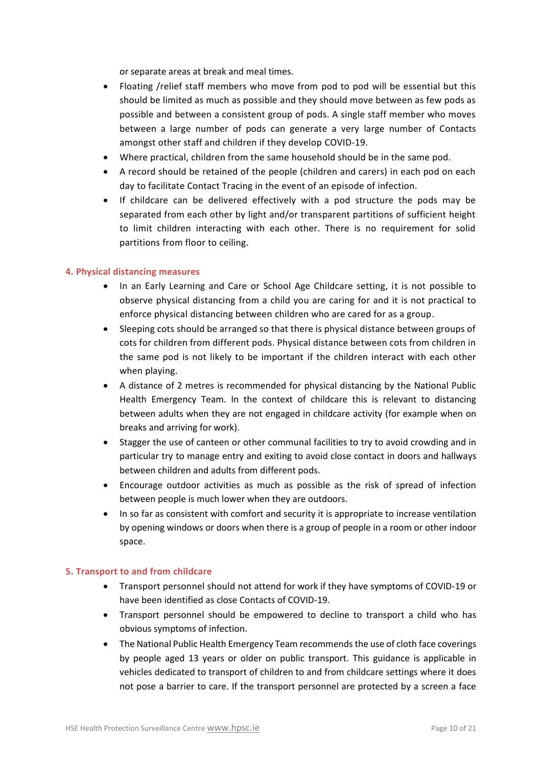or separate areas at break and meal times.

- Floating /relief staff members who move from pod to pod will be essential but this should be limited as much as possible and they should move between as few pods as possible and between a consistent group of pods. A single staff member who moves between a large number of pods can generate a very large number of Contacts amongst other staff and children if they develop COVID-19.
- Where practical, children from the same household should be in the same pod.
- A record should be retained of the people (children and carers) in each pod on each day to facilitate Contact Tracing in the event of an episode of infection.
- If childcare can be delivered effectively with a pod structure the pods may be separated from each other by light and/or transparent partitions of sufficient height to limit children interacting with each other. There is no requirement for solid partitions from floor to ceiling.

### 4. Physical distancing measures

- In an Early Learning and Care or School Age Childcare setting, it is not possible to observe physical distancing from a child you are caring for and it is not practical to enforce physical distancing between children who are cared for as a group.
- Sleeping cots should be arranged so that there is physical distance between groups of cots for children from different pods. Physical distance between cots from children in the same pod is not likely to be important if the children interact with each other when playing.
- A distance of 2 metres is recommended for physical distancing by the National Public Health Emergency Team. In the context of childcare this is relevant to distancing between adults when they are not engaged in childcare activity (for example when on breaks and arriving for work).
- Stagger the use of canteen or other communal facilities to try to avoid crowding and in particular try to manage entry and exiting to avoid close contact in doors and hallways between children and adults from different pods.
- Encourage outdoor activities as much as possible as the risk of spread of infection between people is much lower when they are outdoors.
- In so far as consistent with comfort and security it is appropriate to increase ventilation by opening windows or doors when there is a group of people in a room or other indoor space.

### 5. Transport to and from childcare

- Transport personnel should not attend for work if they have symptoms of COVID-19 or have been identified as close Contacts of COVID-19.
- Transport personnel should be empowered to decline to transport a child who has obvious symptoms of infection.
- The National Public Health Emergency Team recommends the use of cloth face coverings by people aged 13 years or older on public transport. This guidance is applicable in vehicles dedicated to transport of children to and from childcare settings where it does not pose a barrier to care. If the transport personnel are protected by a screen a face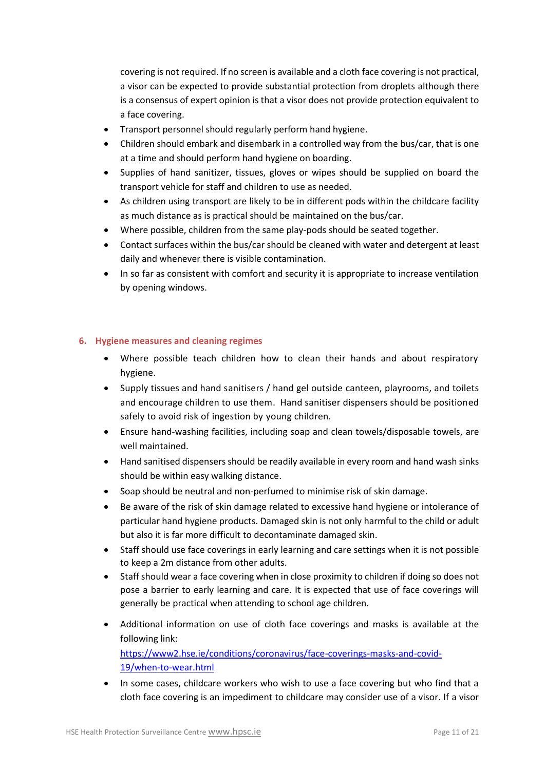covering is not required. If no screen is available and a cloth face covering is not practical, a visor can be expected to provide substantial protection from droplets although there is a consensus of expert opinion is that a visor does not provide protection equivalent to a face covering.

- Transport personnel should regularly perform hand hygiene.
- Children should embark and disembark in a controlled way from the bus/car, that is one at a time and should perform hand hygiene on boarding.
- Supplies of hand sanitizer, tissues, gloves or wipes should be supplied on board the transport vehicle for staff and children to use as needed.
- As children using transport are likely to be in different pods within the childcare facility as much distance as is practical should be maintained on the bus/car.
- Where possible, children from the same play-pods should be seated together.
- Contact surfaces within the bus/car should be cleaned with water and detergent at least daily and whenever there is visible contamination.
- In so far as consistent with comfort and security it is appropriate to increase ventilation by opening windows.

## 6. Hygiene measures and cleaning regimes

- Where possible teach children how to clean their hands and about respiratory hygiene.
- Supply tissues and hand sanitisers / hand gel outside canteen, playrooms, and toilets and encourage children to use them. Hand sanitiser dispensers should be positioned safely to avoid risk of ingestion by young children.
- Ensure hand-washing facilities, including soap and clean towels/disposable towels, are well maintained.
- Hand sanitised dispensers should be readily available in every room and hand wash sinks should be within easy walking distance.
- Soap should be neutral and non-perfumed to minimise risk of skin damage.
- Be aware of the risk of skin damage related to excessive hand hygiene or intolerance of particular hand hygiene products. Damaged skin is not only harmful to the child or adult but also it is far more difficult to decontaminate damaged skin.
- Staff should use face coverings in early learning and care settings when it is not possible to keep a 2m distance from other adults.
- Staff should wear a face covering when in close proximity to children if doing so does not pose a barrier to early learning and care. It is expected that use of face coverings will generally be practical when attending to school age children.
- Additional information on use of cloth face coverings and masks is available at the following link: [https://www2.hse.ie/conditions/coronavirus/face-coverings-masks-and-covid-19/when-to-wear.html](https://www2.hse.ie/conditions/coronavirus/face-coverings-masks-and-covid-19/when-to-wear.html)
- In some cases, childcare workers who wish to use a face covering but who find that a cloth face covering is an impediment to childcare may consider use of a visor. If a visor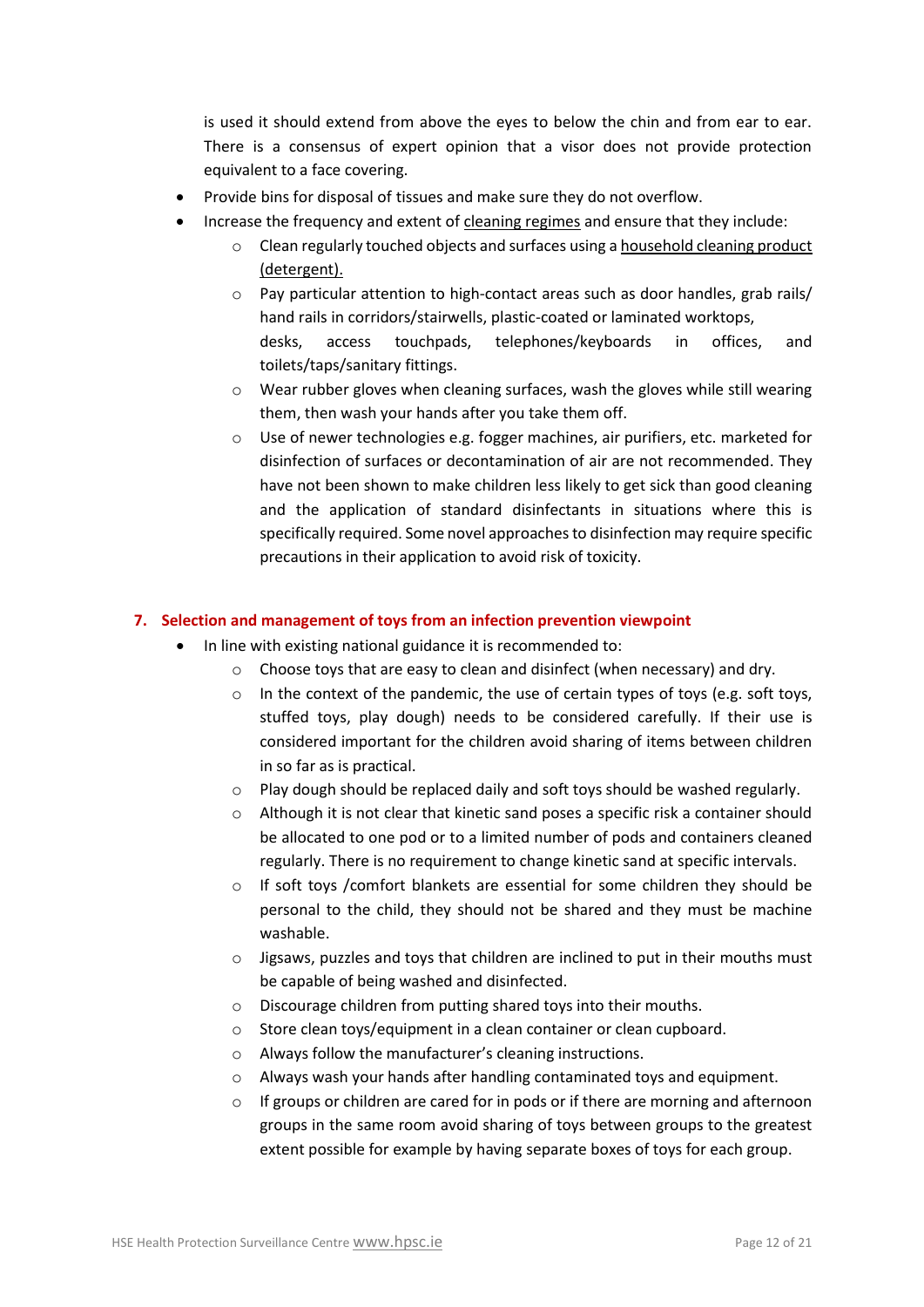is used it should extend from above the eyes to below the chin and from ear to ear. There is a consensus of expert opinion that a visor does not provide protection equivalent to a face covering.

- Provide bins for disposal of tissues and make sure they do not overflow.
- Increase the frequency and extent of cleaning regimes and ensure that they include:
    - Clean regularly touched objects and surfaces using a household cleaning product (detergent).
    - Pay particular attention to high-contact areas such as door handles, grab rails/ hand rails in corridors/stairwells, plastic-coated or laminated worktops, desks, access touchpads, telephones/keyboards in offices, and toilets/taps/sanitary fittings.
    - Wear rubber gloves when cleaning surfaces, wash the gloves while still wearing them, then wash your hands after you take them off.
    - Use of newer technologies e.g. fogger machines, air purifiers, etc. marketed for disinfection of surfaces or decontamination of air are not recommended. They have not been shown to make children less likely to get sick than good cleaning and the application of standard disinfectants in situations where this is specifically required. Some novel approaches to disinfection may require specific precautions in their application to avoid risk of toxicity.

## 7. Selection and management of toys from an infection prevention viewpoint

- In line with existing national guidance it is recommended to:
    - Choose toys that are easy to clean and disinfect (when necessary) and dry.
    - In the context of the pandemic, the use of certain types of toys (e.g. soft toys, stuffed toys, play dough) needs to be considered carefully. If their use is considered important for the children avoid sharing of items between children in so far as is practical.
    - Play dough should be replaced daily and soft toys should be washed regularly.
    - Although it is not clear that kinetic sand poses a specific risk a container should be allocated to one pod or to a limited number of pods and containers cleaned regularly. There is no requirement to change kinetic sand at specific intervals.
    - If soft toys /comfort blankets are essential for some children they should be personal to the child, they should not be shared and they must be machine washable.
    - Jigsaws, puzzles and toys that children are inclined to put in their mouths must be capable of being washed and disinfected.
    - Discourage children from putting shared toys into their mouths.
    - Store clean toys/equipment in a clean container or clean cupboard.
    - Always follow the manufacturer's cleaning instructions.
    - Always wash your hands after handling contaminated toys and equipment.
    - If groups or children are cared for in pods or if there are morning and afternoon groups in the same room avoid sharing of toys between groups to the greatest extent possible for example by having separate boxes of toys for each group.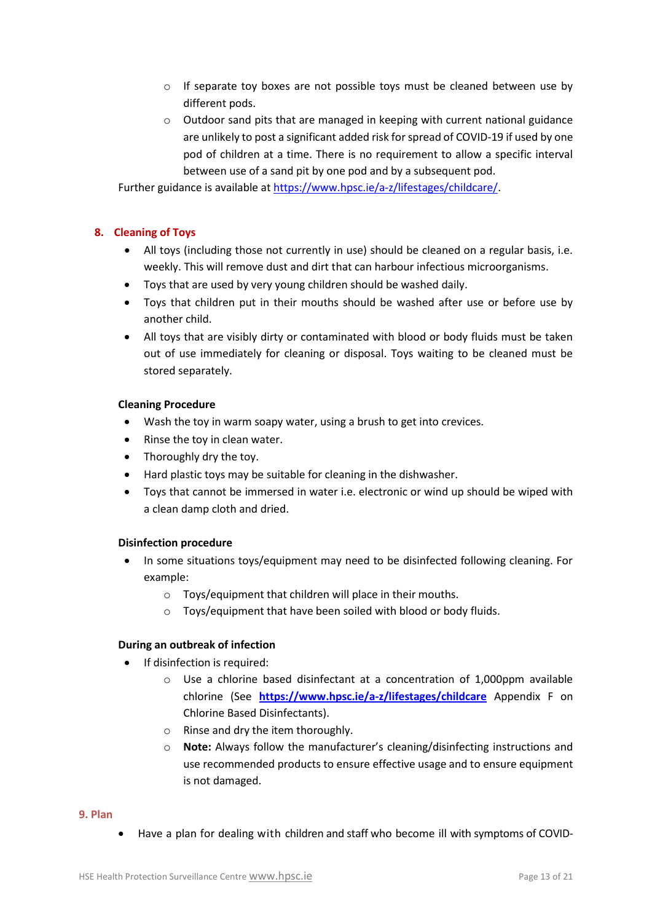- If separate toy boxes are not possible toys must be cleaned between use by different pods.
- Outdoor sand pits that are managed in keeping with current national guidance are unlikely to post a significant added risk for spread of COVID-19 if used by one pod of children at a time. There is no requirement to allow a specific interval between use of a sand pit by one pod and by a subsequent pod.

Further guidance is available at https://www.hpsc.ie/a-z/lifestages/childcare/.

## 8. Cleaning of Toys

- All toys (including those not currently in use) should be cleaned on a regular basis, i.e. weekly. This will remove dust and dirt that can harbour infectious microorganisms.
- Toys that are used by very young children should be washed daily.
- Toys that children put in their mouths should be washed after use or before use by another child.
- All toys that are visibly dirty or contaminated with blood or body fluids must be taken out of use immediately for cleaning or disposal. Toys waiting to be cleaned must be stored separately.

### Cleaning Procedure

- Wash the toy in warm soapy water, using a brush to get into crevices.
- Rinse the toy in clean water.
- Thoroughly dry the toy.
- Hard plastic toys may be suitable for cleaning in the dishwasher.
- Toys that cannot be immersed in water i.e. electronic or wind up should be wiped with a clean damp cloth and dried.

### Disinfection procedure

- In some situations toys/equipment may need to be disinfected following cleaning. For example:
  - Toys/equipment that children will place in their mouths.
  - Toys/equipment that have been soiled with blood or body fluids.

### During an outbreak of infection

- If disinfection is required:
  - Use a chlorine based disinfectant at a concentration of 1,000ppm available chlorine (See **https://www.hpsc.ie/a-z/lifestages/childcare** Appendix F on Chlorine Based Disinfectants).
  - Rinse and dry the item thoroughly.
  - **Note:** Always follow the manufacturer's cleaning/disinfecting instructions and use recommended products to ensure effective usage and to ensure equipment is not damaged.

## 9. Plan

- Have a plan for dealing with children and staff who become ill with symptoms of COVID-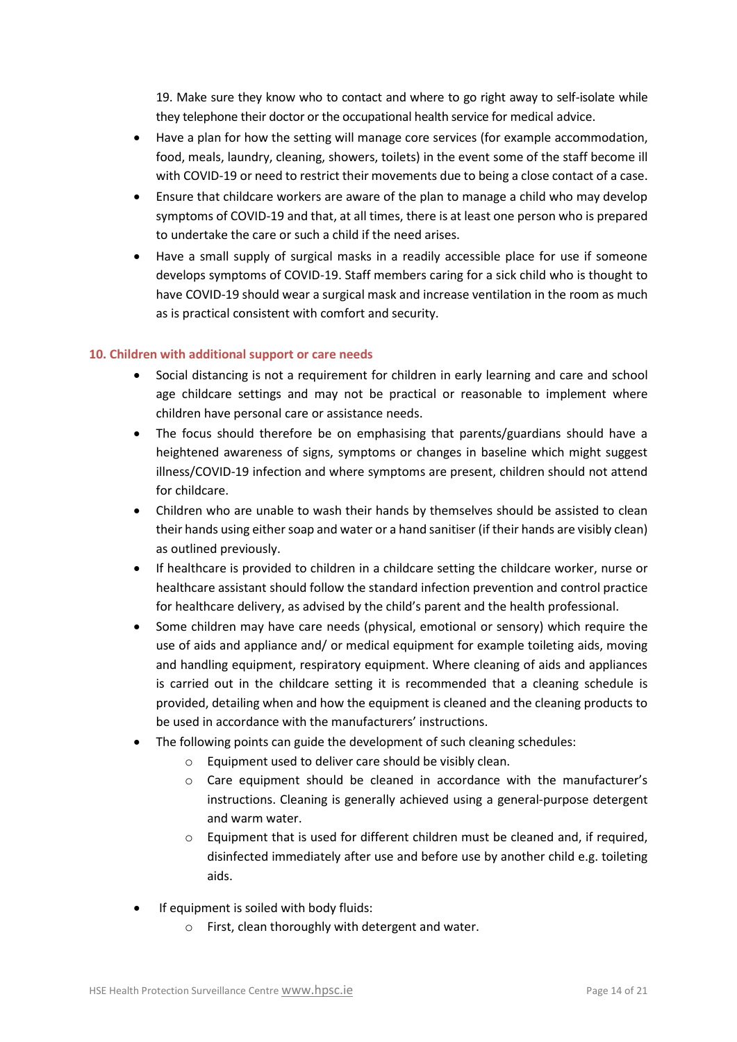19. Make sure they know who to contact and where to go right away to self-isolate while they telephone their doctor or the occupational health service for medical advice.

- Have a plan for how the setting will manage core services (for example accommodation, food, meals, laundry, cleaning, showers, toilets) in the event some of the staff become ill with COVID-19 or need to restrict their movements due to being a close contact of a case.
- Ensure that childcare workers are aware of the plan to manage a child who may develop symptoms of COVID-19 and that, at all times, there is at least one person who is prepared to undertake the care or such a child if the need arises.
- Have a small supply of surgical masks in a readily accessible place for use if someone develops symptoms of COVID-19. Staff members caring for a sick child who is thought to have COVID-19 should wear a surgical mask and increase ventilation in the room as much as is practical consistent with comfort and security.

## 10. Children with additional support or care needs

- Social distancing is not a requirement for children in early learning and care and school age childcare settings and may not be practical or reasonable to implement where children have personal care or assistance needs.
- The focus should therefore be on emphasising that parents/guardians should have a heightened awareness of signs, symptoms or changes in baseline which might suggest illness/COVID-19 infection and where symptoms are present, children should not attend for childcare.
- Children who are unable to wash their hands by themselves should be assisted to clean their hands using either soap and water or a hand sanitiser (if their hands are visibly clean) as outlined previously.
- If healthcare is provided to children in a childcare setting the childcare worker, nurse or healthcare assistant should follow the standard infection prevention and control practice for healthcare delivery, as advised by the child's parent and the health professional.
- Some children may have care needs (physical, emotional or sensory) which require the use of aids and appliance and/ or medical equipment for example toileting aids, moving and handling equipment, respiratory equipment. Where cleaning of aids and appliances is carried out in the childcare setting it is recommended that a cleaning schedule is provided, detailing when and how the equipment is cleaned and the cleaning products to be used in accordance with the manufacturers' instructions.
- The following points can guide the development of such cleaning schedules:
    - Equipment used to deliver care should be visibly clean.
    - Care equipment should be cleaned in accordance with the manufacturer's instructions. Cleaning is generally achieved using a general-purpose detergent and warm water.
    - Equipment that is used for different children must be cleaned and, if required, disinfected immediately after use and before use by another child e.g. toileting aids.
- If equipment is soiled with body fluids:
    - First, clean thoroughly with detergent and water.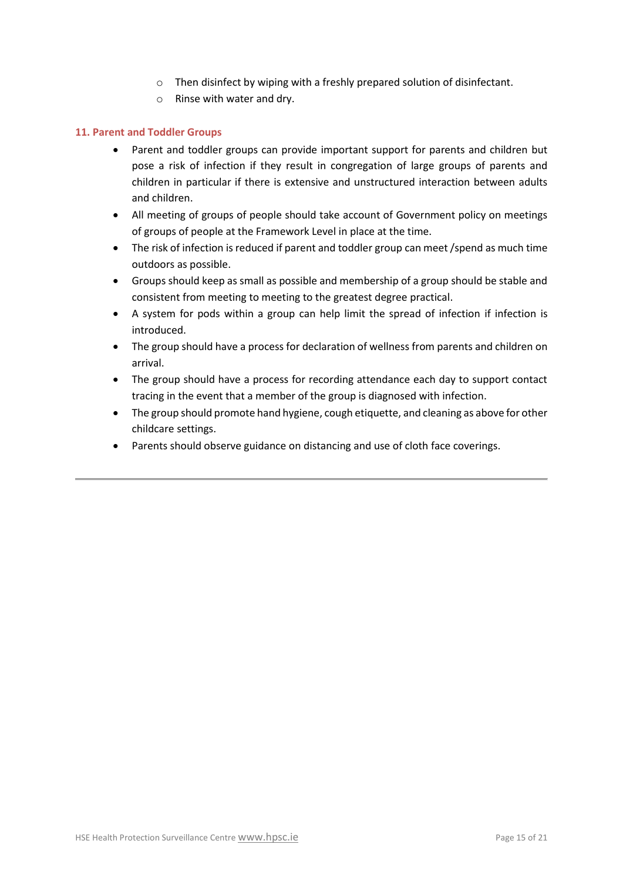- Then disinfect by wiping with a freshly prepared solution of disinfectant.
   - Rinse with water and dry.

## 11. Parent and Toddler Groups

- Parent and toddler groups can provide important support for parents and children but pose a risk of infection if they result in congregation of large groups of parents and children in particular if there is extensive and unstructured interaction between adults and children.
- All meeting of groups of people should take account of Government policy on meetings of groups of people at the Framework Level in place at the time.
- The risk of infection is reduced if parent and toddler group can meet /spend as much time outdoors as possible.
- Groups should keep as small as possible and membership of a group should be stable and consistent from meeting to meeting to the greatest degree practical.
- A system for pods within a group can help limit the spread of infection if infection is introduced.
- The group should have a process for declaration of wellness from parents and children on arrival.
- The group should have a process for recording attendance each day to support contact tracing in the event that a member of the group is diagnosed with infection.
- The group should promote hand hygiene, cough etiquette, and cleaning as above for other childcare settings.
- Parents should observe guidance on distancing and use of cloth face coverings.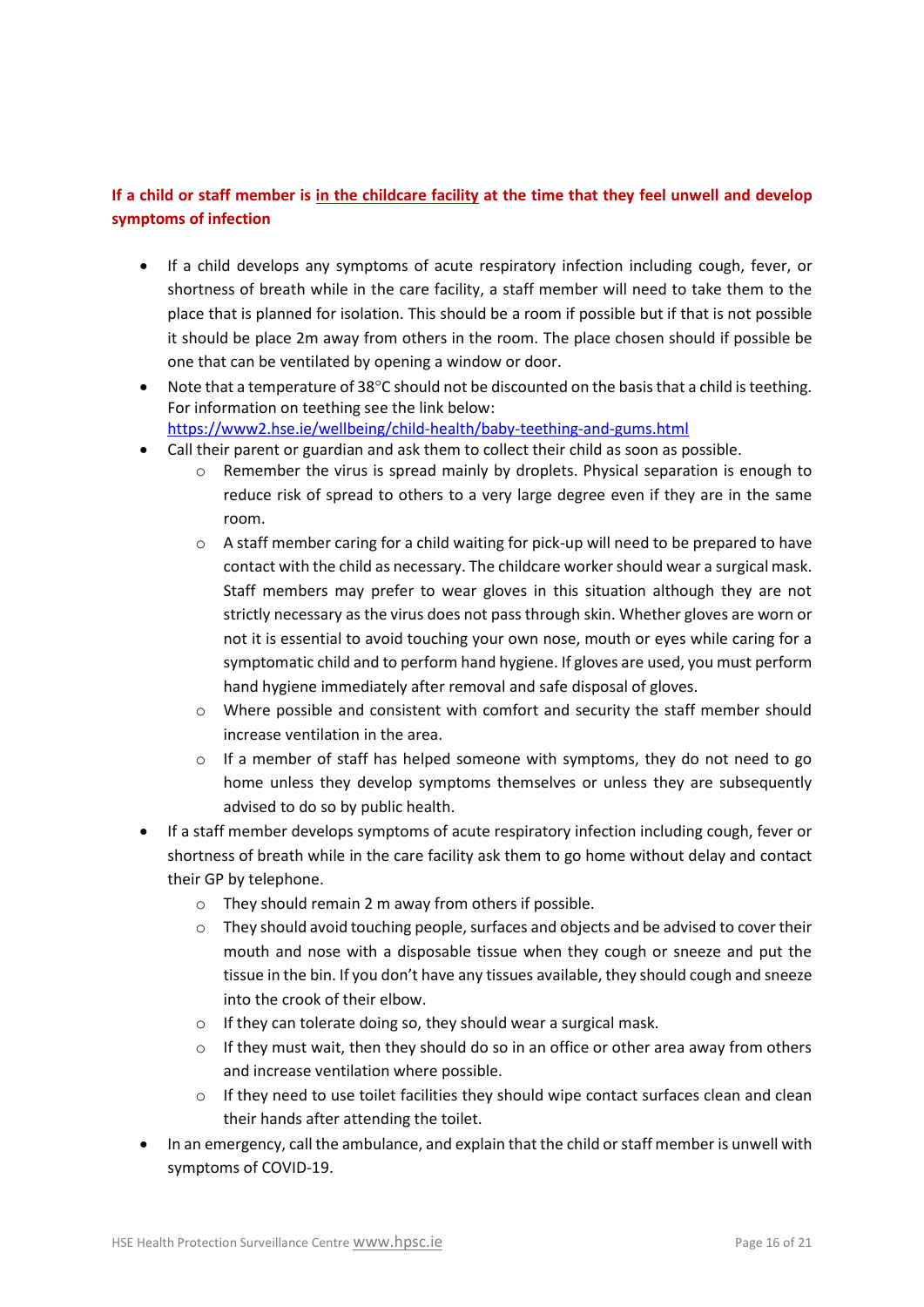**If a child or staff member is <u>in the childcare facility</u> at the time that they feel unwell and develop symptoms of infection**

- If a child develops any symptoms of acute respiratory infection including cough, fever, or shortness of breath while in the care facility, a staff member will need to take them to the place that is planned for isolation. This should be a room if possible but if that is not possible it should be place 2m away from others in the room. The place chosen should if possible be one that can be ventilated by opening a window or door.
- Note that a temperature of 38°C should not be discounted on the basis that a child is teething. For information on teething see the link below: https://www2.hse.ie/wellbeing/child-health/baby-teething-and-gums.html
- Call their parent or guardian and ask them to collect their child as soon as possible.
  - Remember the virus is spread mainly by droplets. Physical separation is enough to reduce risk of spread to others to a very large degree even if they are in the same room.
  - A staff member caring for a child waiting for pick-up will need to be prepared to have contact with the child as necessary. The childcare worker should wear a surgical mask. Staff members may prefer to wear gloves in this situation although they are not strictly necessary as the virus does not pass through skin. Whether gloves are worn or not it is essential to avoid touching your own nose, mouth or eyes while caring for a symptomatic child and to perform hand hygiene. If gloves are used, you must perform hand hygiene immediately after removal and safe disposal of gloves.
  - Where possible and consistent with comfort and security the staff member should increase ventilation in the area.
  - If a member of staff has helped someone with symptoms, they do not need to go home unless they develop symptoms themselves or unless they are subsequently advised to do so by public health.
- If a staff member develops symptoms of acute respiratory infection including cough, fever or shortness of breath while in the care facility ask them to go home without delay and contact their GP by telephone.
  - They should remain 2 m away from others if possible.
  - They should avoid touching people, surfaces and objects and be advised to cover their mouth and nose with a disposable tissue when they cough or sneeze and put the tissue in the bin. If you don't have any tissues available, they should cough and sneeze into the crook of their elbow.
  - If they can tolerate doing so, they should wear a surgical mask.
  - If they must wait, then they should do so in an office or other area away from others and increase ventilation where possible.
  - If they need to use toilet facilities they should wipe contact surfaces clean and clean their hands after attending the toilet.
- In an emergency, call the ambulance, and explain that the child or staff member is unwell with symptoms of COVID-19.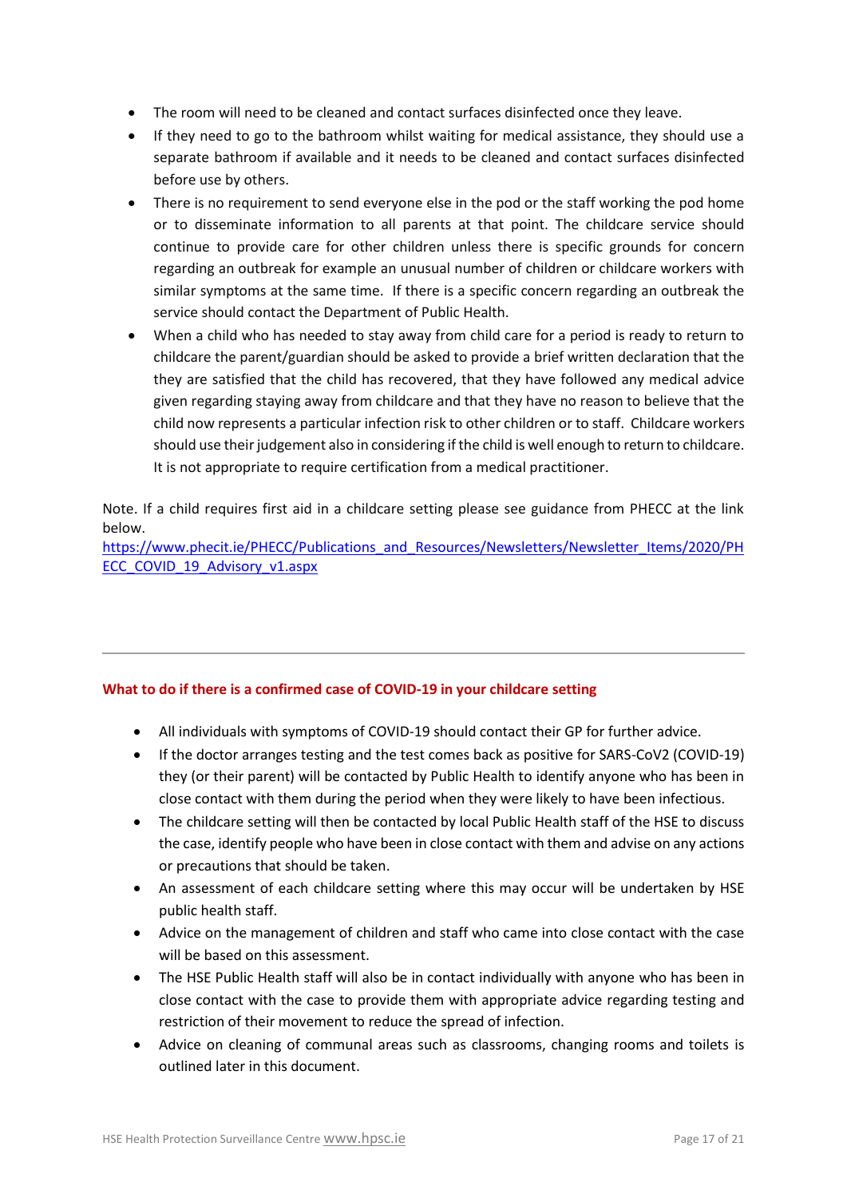- The room will need to be cleaned and contact surfaces disinfected once they leave.
- If they need to go to the bathroom whilst waiting for medical assistance, they should use a separate bathroom if available and it needs to be cleaned and contact surfaces disinfected before use by others.
- There is no requirement to send everyone else in the pod or the staff working the pod home or to disseminate information to all parents at that point. The childcare service should continue to provide care for other children unless there is specific grounds for concern regarding an outbreak for example an unusual number of children or childcare workers with similar symptoms at the same time. If there is a specific concern regarding an outbreak the service should contact the Department of Public Health.
- When a child who has needed to stay away from child care for a period is ready to return to childcare the parent/guardian should be asked to provide a brief written declaration that the they are satisfied that the child has recovered, that they have followed any medical advice given regarding staying away from childcare and that they have no reason to believe that the child now represents a particular infection risk to other children or to staff. Childcare workers should use their judgement also in considering if the child is well enough to return to childcare. It is not appropriate to require certification from a medical practitioner.

Note. If a child requires first aid in a childcare setting please see guidance from PHECC at the link below.
https://www.phecit.ie/PHECC/Publications_and_Resources/Newsletters/Newsletter_Items/2020/PHECC_COVID_19_Advisory_v1.aspx

---

## What to do if there is a confirmed case of COVID-19 in your childcare setting

- All individuals with symptoms of COVID-19 should contact their GP for further advice.
- If the doctor arranges testing and the test comes back as positive for SARS-CoV2 (COVID-19) they (or their parent) will be contacted by Public Health to identify anyone who has been in close contact with them during the period when they were likely to have been infectious.
- The childcare setting will then be contacted by local Public Health staff of the HSE to discuss the case, identify people who have been in close contact with them and advise on any actions or precautions that should be taken.
- An assessment of each childcare setting where this may occur will be undertaken by HSE public health staff.
- Advice on the management of children and staff who came into close contact with the case will be based on this assessment.
- The HSE Public Health staff will also be in contact individually with anyone who has been in close contact with the case to provide them with appropriate advice regarding testing and restriction of their movement to reduce the spread of infection.
- Advice on cleaning of communal areas such as classrooms, changing rooms and toilets is outlined later in this document.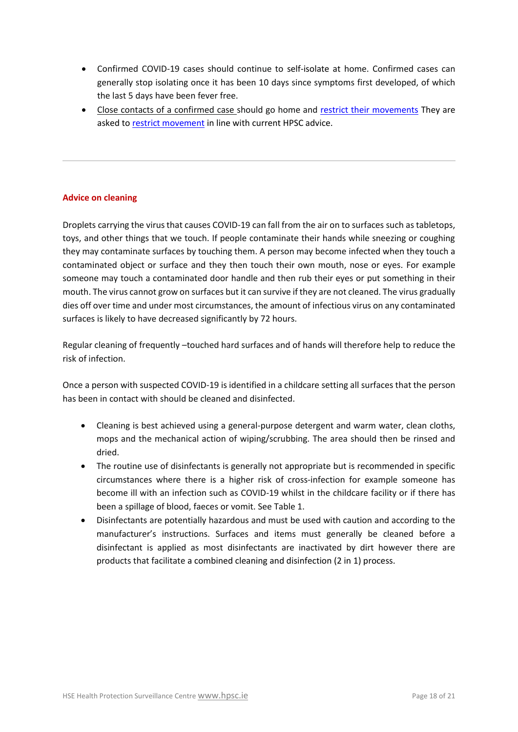- Confirmed COVID-19 cases should continue to self-isolate at home. Confirmed cases can generally stop isolating once it has been 10 days since symptoms first developed, of which the last 5 days have been fever free.
- Close contacts of a confirmed case should go home and restrict their movements They are asked to restrict movement in line with current HPSC advice.

---

## Advice on cleaning

Droplets carrying the virus that causes COVID-19 can fall from the air on to surfaces such as tabletops, toys, and other things that we touch. If people contaminate their hands while sneezing or coughing they may contaminate surfaces by touching them. A person may become infected when they touch a contaminated object or surface and they then touch their own mouth, nose or eyes. For example someone may touch a contaminated door handle and then rub their eyes or put something in their mouth. The virus cannot grow on surfaces but it can survive if they are not cleaned. The virus gradually dies off over time and under most circumstances, the amount of infectious virus on any contaminated surfaces is likely to have decreased significantly by 72 hours.

Regular cleaning of frequently –touched hard surfaces and of hands will therefore help to reduce the risk of infection.

Once a person with suspected COVID-19 is identified in a childcare setting all surfaces that the person has been in contact with should be cleaned and disinfected.

- Cleaning is best achieved using a general-purpose detergent and warm water, clean cloths, mops and the mechanical action of wiping/scrubbing. The area should then be rinsed and dried.
- The routine use of disinfectants is generally not appropriate but is recommended in specific circumstances where there is a higher risk of cross-infection for example someone has become ill with an infection such as COVID-19 whilst in the childcare facility or if there has been a spillage of blood, faeces or vomit. See Table 1.
- Disinfectants are potentially hazardous and must be used with caution and according to the manufacturer's instructions. Surfaces and items must generally be cleaned before a disinfectant is applied as most disinfectants are inactivated by dirt however there are products that facilitate a combined cleaning and disinfection (2 in 1) process.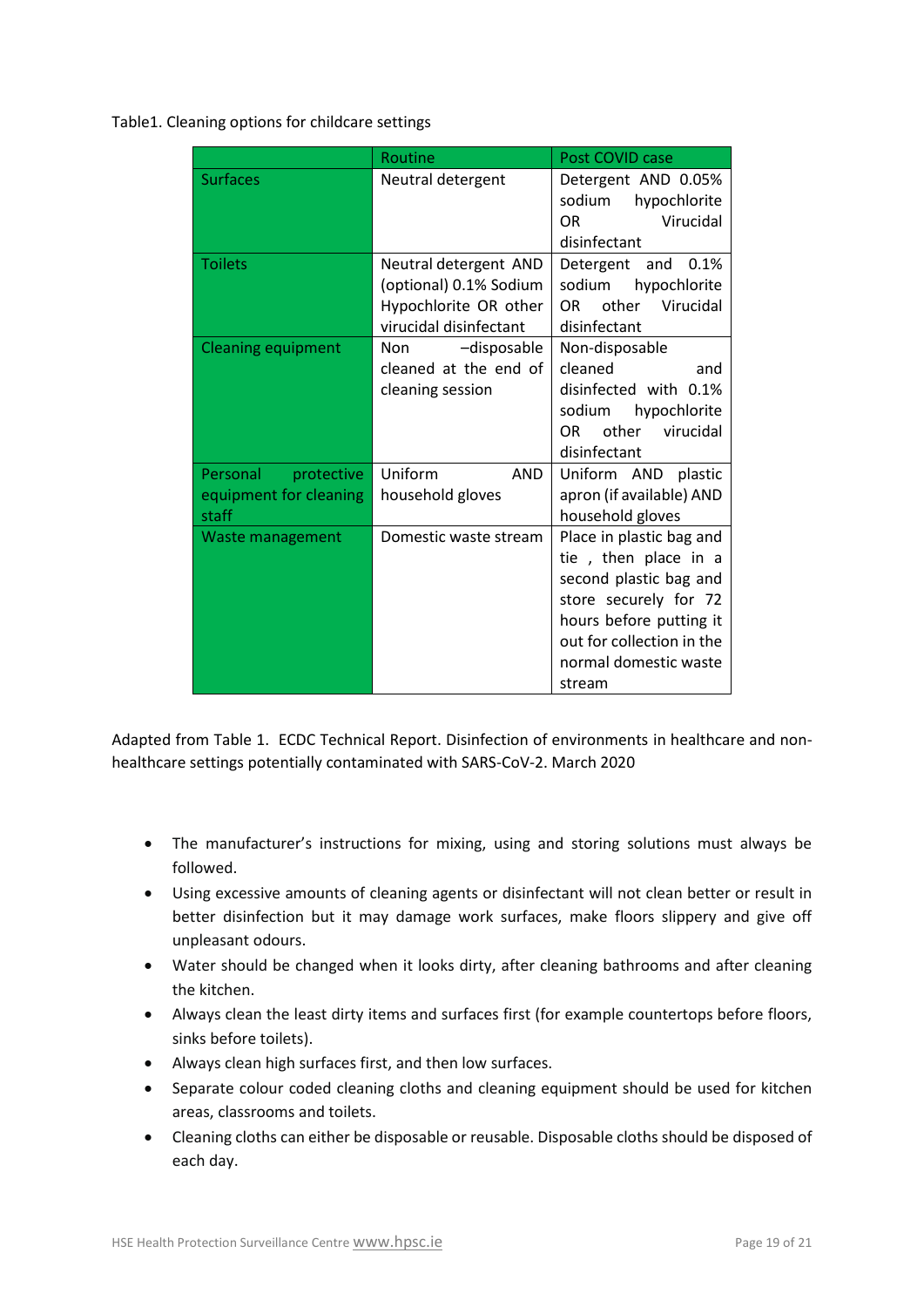Table1. Cleaning options for childcare settings

| | Routine | Post COVID case |
|---|---|---|
| Surfaces | Neutral detergent | Detergent AND 0.05% sodium hypochlorite OR Virucidal disinfectant |
| Toilets | Neutral detergent AND (optional) 0.1% Sodium Hypochlorite OR other virucidal disinfectant | Detergent and 0.1% sodium hypochlorite OR other Virucidal disinfectant |
| Cleaning equipment | Non –disposable cleaned at the end of cleaning session | Non-disposable cleaned and disinfected with 0.1% sodium hypochlorite OR other virucidal disinfectant |
| Personal protective equipment for cleaning staff | Uniform AND household gloves | Uniform AND plastic apron (if available) AND household gloves |
| Waste management | Domestic waste stream | Place in plastic bag and tie , then place in a second plastic bag and store securely for 72 hours before putting it out for collection in the normal domestic waste stream |

Adapted from Table 1. ECDC Technical Report. Disinfection of environments in healthcare and non-healthcare settings potentially contaminated with SARS-CoV-2. March 2020

- The manufacturer's instructions for mixing, using and storing solutions must always be followed.
- Using excessive amounts of cleaning agents or disinfectant will not clean better or result in better disinfection but it may damage work surfaces, make floors slippery and give off unpleasant odours.
- Water should be changed when it looks dirty, after cleaning bathrooms and after cleaning the kitchen.
- Always clean the least dirty items and surfaces first (for example countertops before floors, sinks before toilets).
- Always clean high surfaces first, and then low surfaces.
- Separate colour coded cleaning cloths and cleaning equipment should be used for kitchen areas, classrooms and toilets.
- Cleaning cloths can either be disposable or reusable. Disposable cloths should be disposed of each day.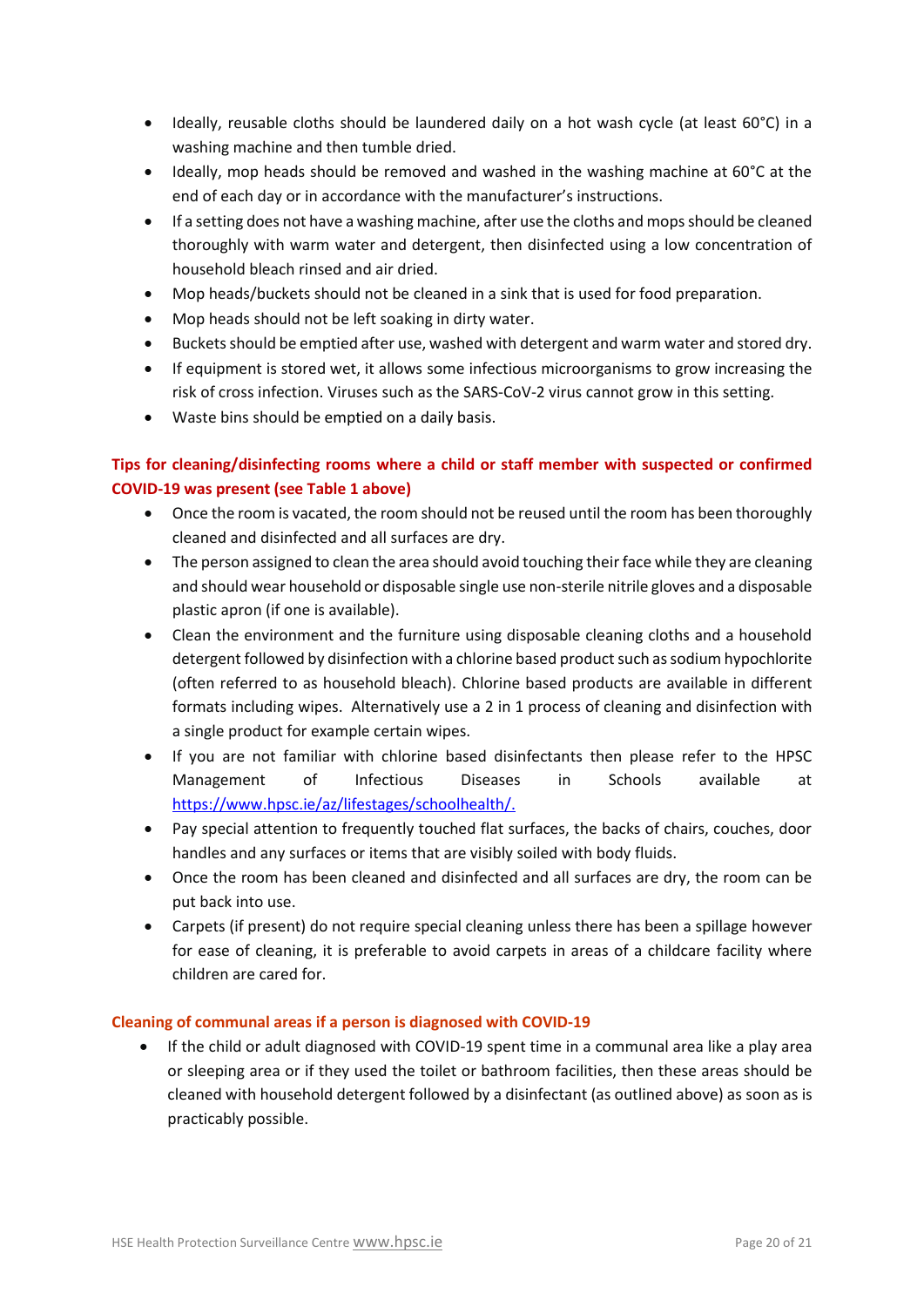- Ideally, reusable cloths should be laundered daily on a hot wash cycle (at least 60°C) in a washing machine and then tumble dried.
- Ideally, mop heads should be removed and washed in the washing machine at 60°C at the end of each day or in accordance with the manufacturer's instructions.
- If a setting does not have a washing machine, after use the cloths and mops should be cleaned thoroughly with warm water and detergent, then disinfected using a low concentration of household bleach rinsed and air dried.
- Mop heads/buckets should not be cleaned in a sink that is used for food preparation.
- Mop heads should not be left soaking in dirty water.
- Buckets should be emptied after use, washed with detergent and warm water and stored dry.
- If equipment is stored wet, it allows some infectious microorganisms to grow increasing the risk of cross infection. Viruses such as the SARS-CoV-2 virus cannot grow in this setting.
- Waste bins should be emptied on a daily basis.

**Tips for cleaning/disinfecting rooms where a child or staff member with suspected or confirmed COVID-19 was present (see Table 1 above)**

- Once the room is vacated, the room should not be reused until the room has been thoroughly cleaned and disinfected and all surfaces are dry.
- The person assigned to clean the area should avoid touching their face while they are cleaning and should wear household or disposable single use non-sterile nitrile gloves and a disposable plastic apron (if one is available).
- Clean the environment and the furniture using disposable cleaning cloths and a household detergent followed by disinfection with a chlorine based product such as sodium hypochlorite (often referred to as household bleach). Chlorine based products are available in different formats including wipes. Alternatively use a 2 in 1 process of cleaning and disinfection with a single product for example certain wipes.
- If you are not familiar with chlorine based disinfectants then please refer to the HPSC Management of Infectious Diseases in Schools available at https://www.hpsc.ie/az/lifestages/schoolhealth/.
- Pay special attention to frequently touched flat surfaces, the backs of chairs, couches, door handles and any surfaces or items that are visibly soiled with body fluids.
- Once the room has been cleaned and disinfected and all surfaces are dry, the room can be put back into use.
- Carpets (if present) do not require special cleaning unless there has been a spillage however for ease of cleaning, it is preferable to avoid carpets in areas of a childcare facility where children are cared for.

**Cleaning of communal areas if a person is diagnosed with COVID-19**

- If the child or adult diagnosed with COVID-19 spent time in a communal area like a play area or sleeping area or if they used the toilet or bathroom facilities, then these areas should be cleaned with household detergent followed by a disinfectant (as outlined above) as soon as is practicably possible.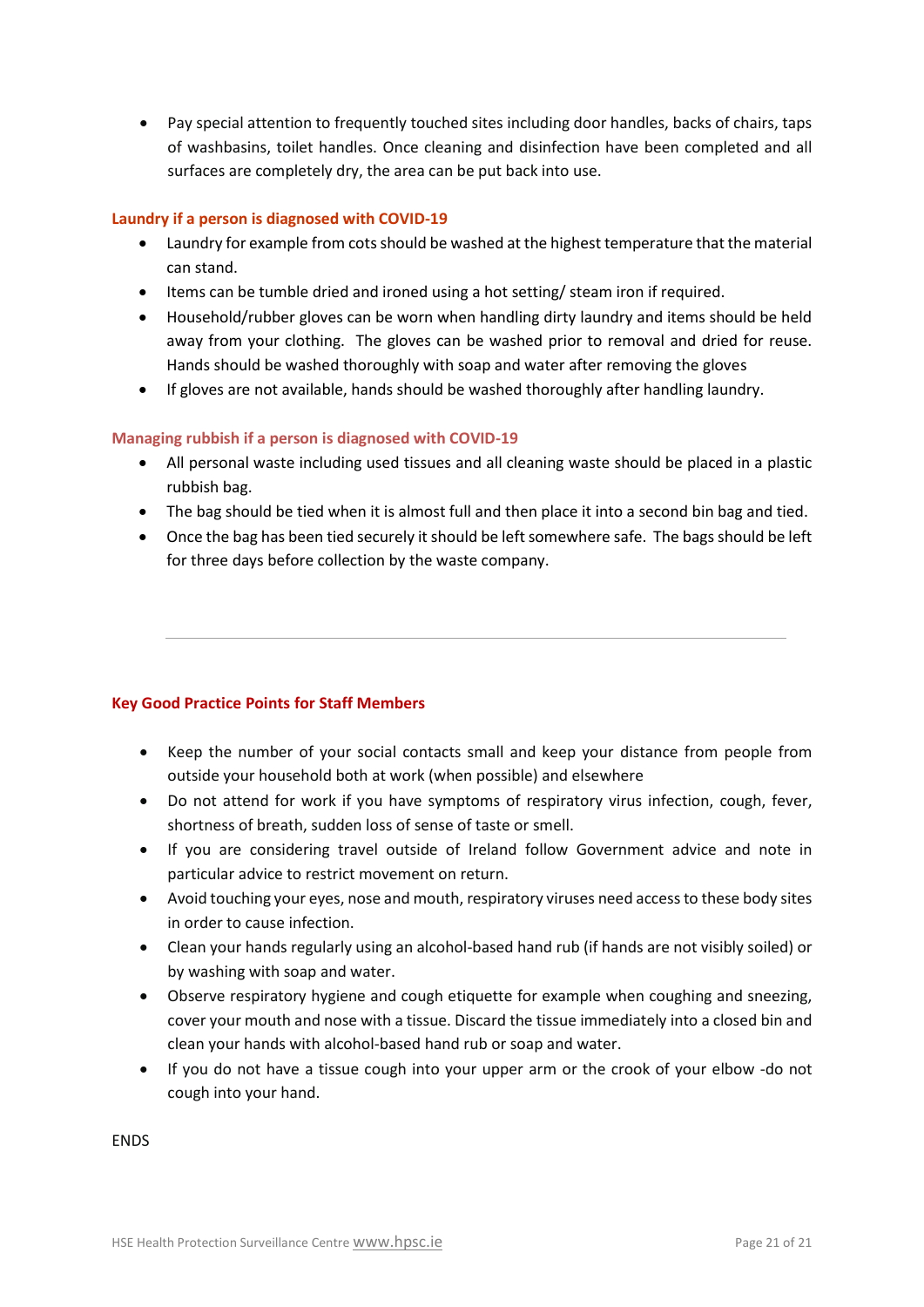- Pay special attention to frequently touched sites including door handles, backs of chairs, taps of washbasins, toilet handles. Once cleaning and disinfection have been completed and all surfaces are completely dry, the area can be put back into use.

### Laundry if a person is diagnosed with COVID-19

- Laundry for example from cots should be washed at the highest temperature that the material can stand.
- Items can be tumble dried and ironed using a hot setting/ steam iron if required.
- Household/rubber gloves can be worn when handling dirty laundry and items should be held away from your clothing. The gloves can be washed prior to removal and dried for reuse. Hands should be washed thoroughly with soap and water after removing the gloves
- If gloves are not available, hands should be washed thoroughly after handling laundry.

### Managing rubbish if a person is diagnosed with COVID-19

- All personal waste including used tissues and all cleaning waste should be placed in a plastic rubbish bag.
- The bag should be tied when it is almost full and then place it into a second bin bag and tied.
- Once the bag has been tied securely it should be left somewhere safe. The bags should be left for three days before collection by the waste company.

---

### Key Good Practice Points for Staff Members

- Keep the number of your social contacts small and keep your distance from people from outside your household both at work (when possible) and elsewhere
- Do not attend for work if you have symptoms of respiratory virus infection, cough, fever, shortness of breath, sudden loss of sense of taste or smell.
- If you are considering travel outside of Ireland follow Government advice and note in particular advice to restrict movement on return.
- Avoid touching your eyes, nose and mouth, respiratory viruses need access to these body sites in order to cause infection.
- Clean your hands regularly using an alcohol-based hand rub (if hands are not visibly soiled) or by washing with soap and water.
- Observe respiratory hygiene and cough etiquette for example when coughing and sneezing, cover your mouth and nose with a tissue. Discard the tissue immediately into a closed bin and clean your hands with alcohol-based hand rub or soap and water.
- If you do not have a tissue cough into your upper arm or the crook of your elbow -do not cough into your hand.

ENDS